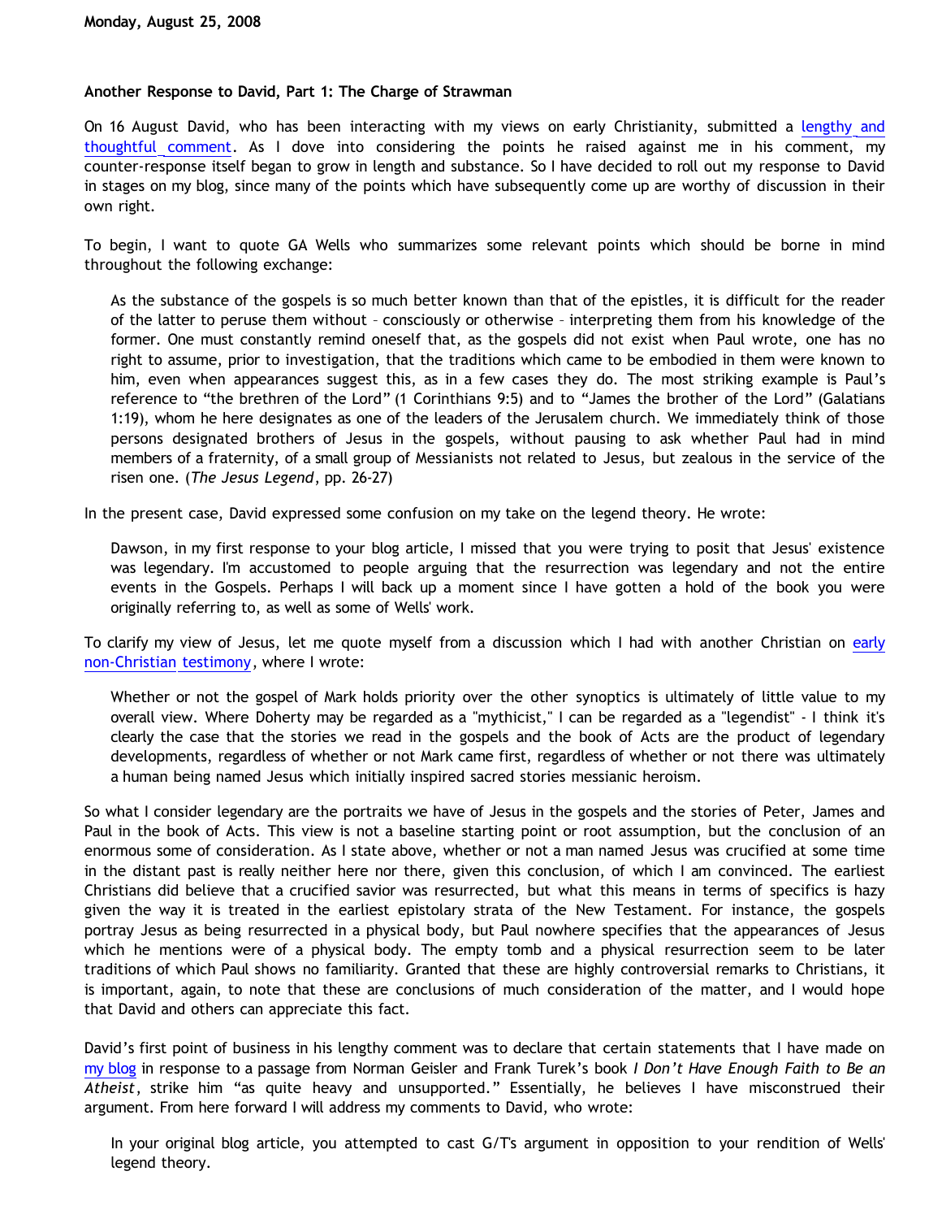Monday, August 25, 2008

## Another Response to David, Part 1: The Charge of Strawman

On 16 August David, who has been interacting with my views on early Christianity, submitted a lengthy and thoughtful comment. As I dove into considering the points he raised against me in his comment, my counter-response itself began to grow in length and substance. So I have decided to roll out my response to David in stages on my blog, since many of the points which have subsequently come up are worthy of discussion in their own right.

To begin, I want to quote GA Wells who summarizes some relevant points which should be borne in mind throughout the following exchange:

> As the substance of the gospels is so much better known than that of the epistles, it is difficult for the reader of the latter to peruse them without – consciously or otherwise – interpreting them from his knowledge of the former. One must constantly remind oneself that, as the gospels did not exist when Paul wrote, one has no right to assume, prior to investigation, that the traditions which came to be embodied in them were known to him, even when appearances suggest this, as in a few cases they do. The most striking example is Paul's reference to "the brethren of the Lord" (1 Corinthians 9:5) and to "James the brother of the Lord" (Galatians 1:19), whom he here designates as one of the leaders of the Jerusalem church. We immediately think of those persons designated brothers of Jesus in the gospels, without pausing to ask whether Paul had in mind members of a fraternity, of a small group of Messianists not related to Jesus, but zealous in the service of the risen one. (*The Jesus Legend*, pp. 26-27)

In the present case, David expressed some confusion on my take on the legend theory. He wrote:

> Dawson, in my first response to your blog article, I missed that you were trying to posit that Jesus' existence was legendary. I'm accustomed to people arguing that the resurrection was legendary and not the entire events in the Gospels. Perhaps I will back up a moment since I have gotten a hold of the book you were originally referring to, as well as some of Wells' work.

To clarify my view of Jesus, let me quote myself from a discussion which I had with another Christian on early non-Christian testimony, where I wrote:

> Whether or not the gospel of Mark holds priority over the other synoptics is ultimately of little value to my overall view. Where Doherty may be regarded as a "mythicist," I can be regarded as a "legendist" - I think it's clearly the case that the stories we read in the gospels and the book of Acts are the product of legendary developments, regardless of whether or not Mark came first, regardless of whether or not there was ultimately a human being named Jesus which initially inspired sacred stories messianic heroism.

So what I consider legendary are the portraits we have of Jesus in the gospels and the stories of Peter, James and Paul in the book of Acts. This view is not a baseline starting point or root assumption, but the conclusion of an enormous some of consideration. As I state above, whether or not a man named Jesus was crucified at some time in the distant past is really neither here nor there, given this conclusion, of which I am convinced. The earliest Christians did believe that a crucified savior was resurrected, but what this means in terms of specifics is hazy given the way it is treated in the earliest epistolary strata of the New Testament. For instance, the gospels portray Jesus as being resurrected in a physical body, but Paul nowhere specifies that the appearances of Jesus which he mentions were of a physical body. The empty tomb and a physical resurrection seem to be later traditions of which Paul shows no familiarity. Granted that these are highly controversial remarks to Christians, it is important, again, to note that these are conclusions of much consideration of the matter, and I would hope that David and others can appreciate this fact.

David's first point of business in his lengthy comment was to declare that certain statements that I have made on my blog in response to a passage from Norman Geisler and Frank Turek's book *I Don't Have Enough Faith to Be an Atheist*, strike him "as quite heavy and unsupported." Essentially, he believes I have misconstrued their argument. From here forward I will address my comments to David, who wrote:

> In your original blog article, you attempted to cast G/T's argument in opposition to your rendition of Wells' legend theory.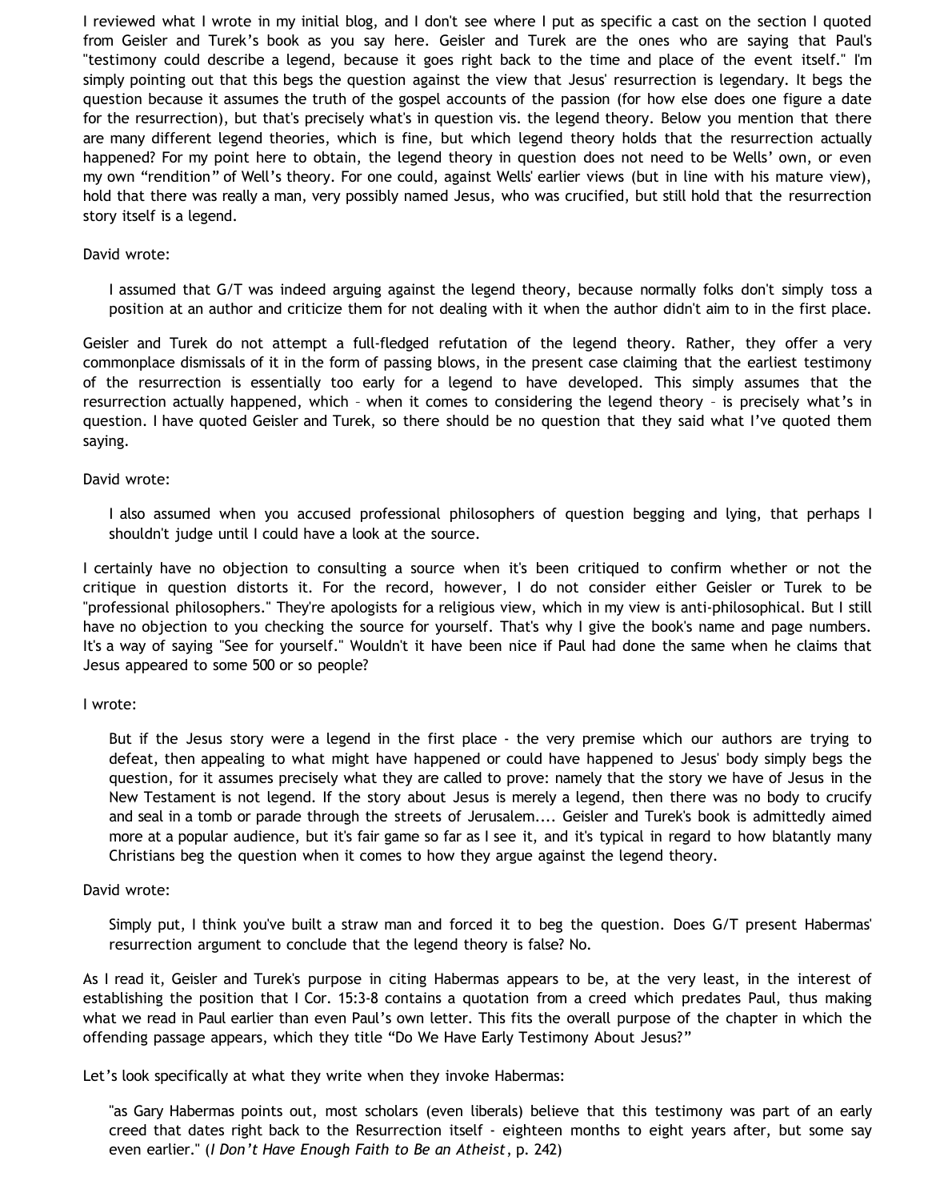I reviewed what I wrote in my initial blog, and I don't see where I put as specific a cast on the section I quoted from Geisler and Turek's book as you say here. Geisler and Turek are the ones who are saying that Paul's "testimony could describe a legend, because it goes right back to the time and place of the event itself." I'm simply pointing out that this begs the question against the view that Jesus' resurrection is legendary. It begs the question because it assumes the truth of the gospel accounts of the passion (for how else does one figure a date for the resurrection), but that's precisely what's in question vis. the legend theory. Below you mention that there are many different legend theories, which is fine, but which legend theory holds that the resurrection actually happened? For my point here to obtain, the legend theory in question does not need to be Wells' own, or even my own "rendition" of Well's theory. For one could, against Wells' earlier views (but in line with his mature view), hold that there was really a man, very possibly named Jesus, who was crucified, but still hold that the resurrection story itself is a legend.

David wrote:

> I assumed that G/T was indeed arguing against the legend theory, because normally folks don't simply toss a position at an author and criticize them for not dealing with it when the author didn't aim to in the first place.

Geisler and Turek do not attempt a full-fledged refutation of the legend theory. Rather, they offer a very commonplace dismissals of it in the form of passing blows, in the present case claiming that the earliest testimony of the resurrection is essentially too early for a legend to have developed. This simply assumes that the resurrection actually happened, which – when it comes to considering the legend theory – is precisely what's in question. I have quoted Geisler and Turek, so there should be no question that they said what I've quoted them saying.

David wrote:

> I also assumed when you accused professional philosophers of question begging and lying, that perhaps I shouldn't judge until I could have a look at the source.

I certainly have no objection to consulting a source when it's been critiqued to confirm whether or not the critique in question distorts it. For the record, however, I do not consider either Geisler or Turek to be "professional philosophers." They're apologists for a religious view, which in my view is anti-philosophical. But I still have no objection to you checking the source for yourself. That's why I give the book's name and page numbers. It's a way of saying "See for yourself." Wouldn't it have been nice if Paul had done the same when he claims that Jesus appeared to some 500 or so people?

I wrote:

> But if the Jesus story were a legend in the first place - the very premise which our authors are trying to defeat, then appealing to what might have happened or could have happened to Jesus' body simply begs the question, for it assumes precisely what they are called to prove: namely that the story we have of Jesus in the New Testament is not legend. If the story about Jesus is merely a legend, then there was no body to crucify and seal in a tomb or parade through the streets of Jerusalem.... Geisler and Turek's book is admittedly aimed more at a popular audience, but it's fair game so far as I see it, and it's typical in regard to how blatantly many Christians beg the question when it comes to how they argue against the legend theory.

David wrote:

> Simply put, I think you've built a straw man and forced it to beg the question. Does G/T present Habermas' resurrection argument to conclude that the legend theory is false? No.

As I read it, Geisler and Turek's purpose in citing Habermas appears to be, at the very least, in the interest of establishing the position that I Cor. 15:3-8 contains a quotation from a creed which predates Paul, thus making what we read in Paul earlier than even Paul's own letter. This fits the overall purpose of the chapter in which the offending passage appears, which they title "Do We Have Early Testimony About Jesus?"

Let's look specifically at what they write when they invoke Habermas:

> "as Gary Habermas points out, most scholars (even liberals) believe that this testimony was part of an early creed that dates right back to the Resurrection itself - eighteen months to eight years after, but some say even earlier." (*I Don't Have Enough Faith to Be an Atheist*, p. 242)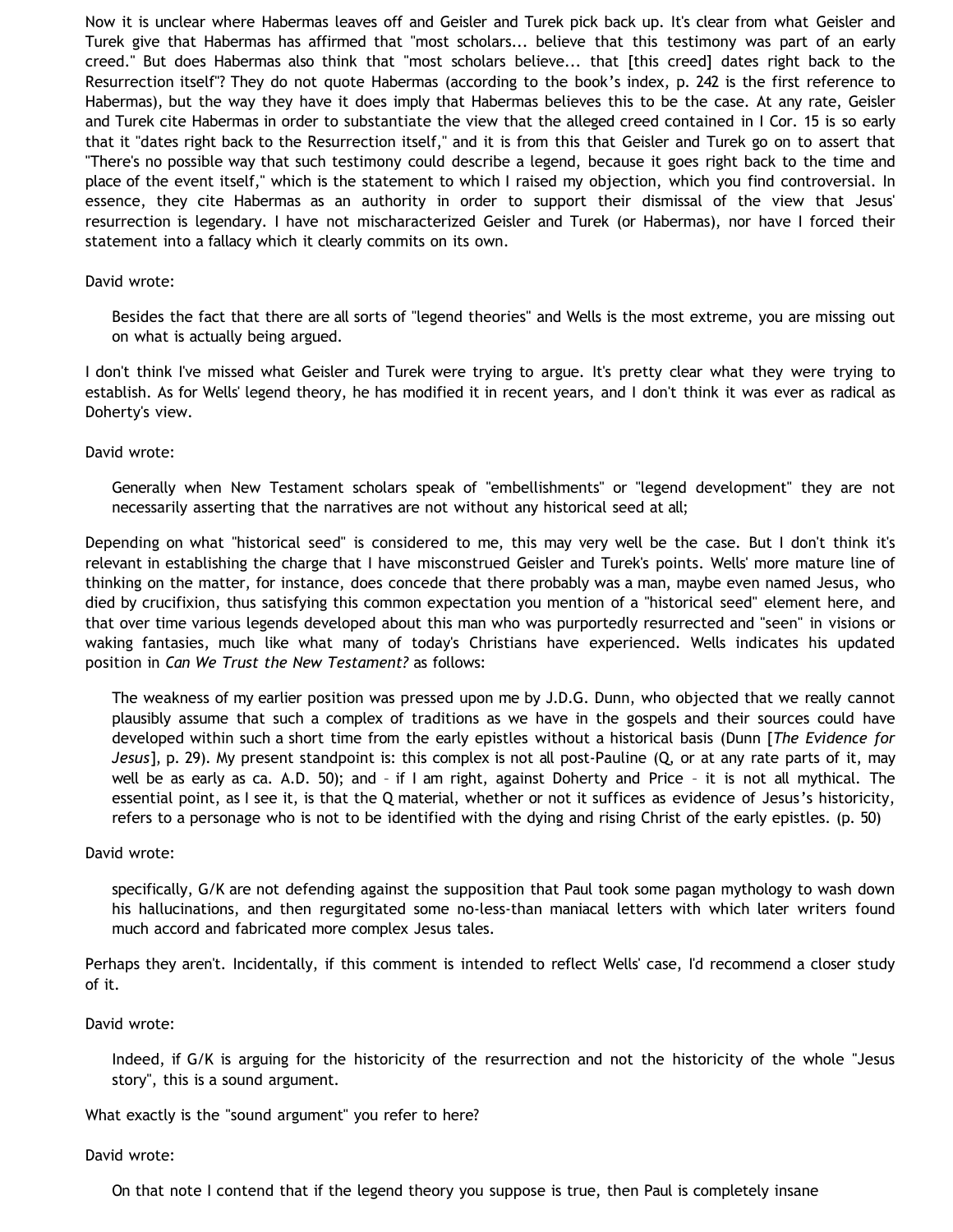Now it is unclear where Habermas leaves off and Geisler and Turek pick back up. It's clear from what Geisler and Turek give that Habermas has affirmed that "most scholars... believe that this testimony was part of an early creed." But does Habermas also think that "most scholars believe... that [this creed] dates right back to the Resurrection itself"? They do not quote Habermas (according to the book's index, p. 242 is the first reference to Habermas), but the way they have it does imply that Habermas believes this to be the case. At any rate, Geisler and Turek cite Habermas in order to substantiate the view that the alleged creed contained in I Cor. 15 is so early that it "dates right back to the Resurrection itself," and it is from this that Geisler and Turek go on to assert that "There's no possible way that such testimony could describe a legend, because it goes right back to the time and place of the event itself," which is the statement to which I raised my objection, which you find controversial. In essence, they cite Habermas as an authority in order to support their dismissal of the view that Jesus' resurrection is legendary. I have not mischaracterized Geisler and Turek (or Habermas), nor have I forced their statement into a fallacy which it clearly commits on its own.

David wrote:

> Besides the fact that there are all sorts of "legend theories" and Wells is the most extreme, you are missing out on what is actually being argued.

I don't think I've missed what Geisler and Turek were trying to argue. It's pretty clear what they were trying to establish. As for Wells' legend theory, he has modified it in recent years, and I don't think it was ever as radical as Doherty's view.

David wrote:

> Generally when New Testament scholars speak of "embellishments" or "legend development" they are not necessarily asserting that the narratives are not without any historical seed at all;

Depending on what "historical seed" is considered to me, this may very well be the case. But I don't think it's relevant in establishing the charge that I have misconstrued Geisler and Turek's points. Wells' more mature line of thinking on the matter, for instance, does concede that there probably was a man, maybe even named Jesus, who died by crucifixion, thus satisfying this common expectation you mention of a "historical seed" element here, and that over time various legends developed about this man who was purportedly resurrected and "seen" in visions or waking fantasies, much like what many of today's Christians have experienced. Wells indicates his updated position in *Can We Trust the New Testament?* as follows:

> The weakness of my earlier position was pressed upon me by J.D.G. Dunn, who objected that we really cannot plausibly assume that such a complex of traditions as we have in the gospels and their sources could have developed within such a short time from the early epistles without a historical basis (Dunn [*The Evidence for Jesus*], p. 29). My present standpoint is: this complex is not all post-Pauline (Q, or at any rate parts of it, may well be as early as ca. A.D. 50); and – if I am right, against Doherty and Price – it is not all mythical. The essential point, as I see it, is that the Q material, whether or not it suffices as evidence of Jesus's historicity, refers to a personage who is not to be identified with the dying and rising Christ of the early epistles. (p. 50)

David wrote:

> specifically, G/K are not defending against the supposition that Paul took some pagan mythology to wash down his hallucinations, and then regurgitated some no-less-than maniacal letters with which later writers found much accord and fabricated more complex Jesus tales.

Perhaps they aren't. Incidentally, if this comment is intended to reflect Wells' case, I'd recommend a closer study of it.

David wrote:

> Indeed, if G/K is arguing for the historicity of the resurrection and not the historicity of the whole "Jesus story", this is a sound argument.

What exactly is the "sound argument" you refer to here?

David wrote:

> On that note I contend that if the legend theory you suppose is true, then Paul is completely insane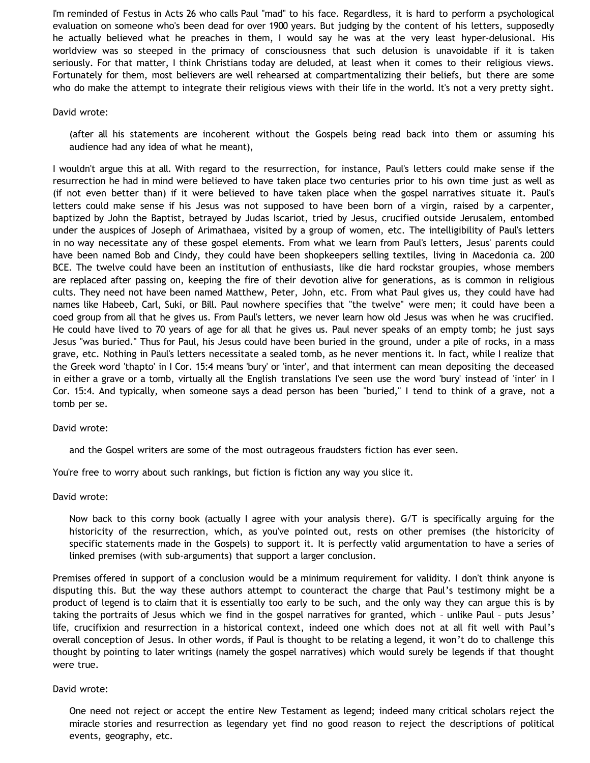I'm reminded of Festus in Acts 26 who calls Paul "mad" to his face. Regardless, it is hard to perform a psychological evaluation on someone who's been dead for over 1900 years. But judging by the content of his letters, supposedly he actually believed what he preaches in them, I would say he was at the very least hyper-delusional. His worldview was so steeped in the primacy of consciousness that such delusion is unavoidable if it is taken seriously. For that matter, I think Christians today are deluded, at least when it comes to their religious views. Fortunately for them, most believers are well rehearsed at compartmentalizing their beliefs, but there are some who do make the attempt to integrate their religious views with their life in the world. It's not a very pretty sight.

David wrote:

> (after all his statements are incoherent without the Gospels being read back into them or assuming his audience had any idea of what he meant),

I wouldn't argue this at all. With regard to the resurrection, for instance, Paul's letters could make sense if the resurrection he had in mind were believed to have taken place two centuries prior to his own time just as well as (if not even better than) if it were believed to have taken place when the gospel narratives situate it. Paul's letters could make sense if his Jesus was not supposed to have been born of a virgin, raised by a carpenter, baptized by John the Baptist, betrayed by Judas Iscariot, tried by Jesus, crucified outside Jerusalem, entombed under the auspices of Joseph of Arimathaea, visited by a group of women, etc. The intelligibility of Paul's letters in no way necessitate any of these gospel elements. From what we learn from Paul's letters, Jesus' parents could have been named Bob and Cindy, they could have been shopkeepers selling textiles, living in Macedonia ca. 200 BCE. The twelve could have been an institution of enthusiasts, like die hard rockstar groupies, whose members are replaced after passing on, keeping the fire of their devotion alive for generations, as is common in religious cults. They need not have been named Matthew, Peter, John, etc. From what Paul gives us, they could have had names like Habeeb, Carl, Suki, or Bill. Paul nowhere specifies that "the twelve" were men; it could have been a coed group from all that he gives us. From Paul's letters, we never learn how old Jesus was when he was crucified. He could have lived to 70 years of age for all that he gives us. Paul never speaks of an empty tomb; he just says Jesus "was buried." Thus for Paul, his Jesus could have been buried in the ground, under a pile of rocks, in a mass grave, etc. Nothing in Paul's letters necessitate a sealed tomb, as he never mentions it. In fact, while I realize that the Greek word 'thapto' in I Cor. 15:4 means 'bury' or 'inter', and that interment can mean depositing the deceased in either a grave or a tomb, virtually all the English translations I've seen use the word 'bury' instead of 'inter' in I Cor. 15:4. And typically, when someone says a dead person has been "buried," I tend to think of a grave, not a tomb per se.

David wrote:

> and the Gospel writers are some of the most outrageous fraudsters fiction has ever seen.

You're free to worry about such rankings, but fiction is fiction any way you slice it.

David wrote:

> Now back to this corny book (actually I agree with your analysis there). G/T is specifically arguing for the historicity of the resurrection, which, as you've pointed out, rests on other premises (the historicity of specific statements made in the Gospels) to support it. It is perfectly valid argumentation to have a series of linked premises (with sub-arguments) that support a larger conclusion.

Premises offered in support of a conclusion would be a minimum requirement for validity. I don't think anyone is disputing this. But the way these authors attempt to counteract the charge that Paul's testimony might be a product of legend is to claim that it is essentially too early to be such, and the only way they can argue this is by taking the portraits of Jesus which we find in the gospel narratives for granted, which – unlike Paul – puts Jesus' life, crucifixion and resurrection in a historical context, indeed one which does not at all fit well with Paul's overall conception of Jesus. In other words, if Paul is thought to be relating a legend, it won't do to challenge this thought by pointing to later writings (namely the gospel narratives) which would surely be legends if that thought were true.

David wrote:

> One need not reject or accept the entire New Testament as legend; indeed many critical scholars reject the miracle stories and resurrection as legendary yet find no good reason to reject the descriptions of political events, geography, etc.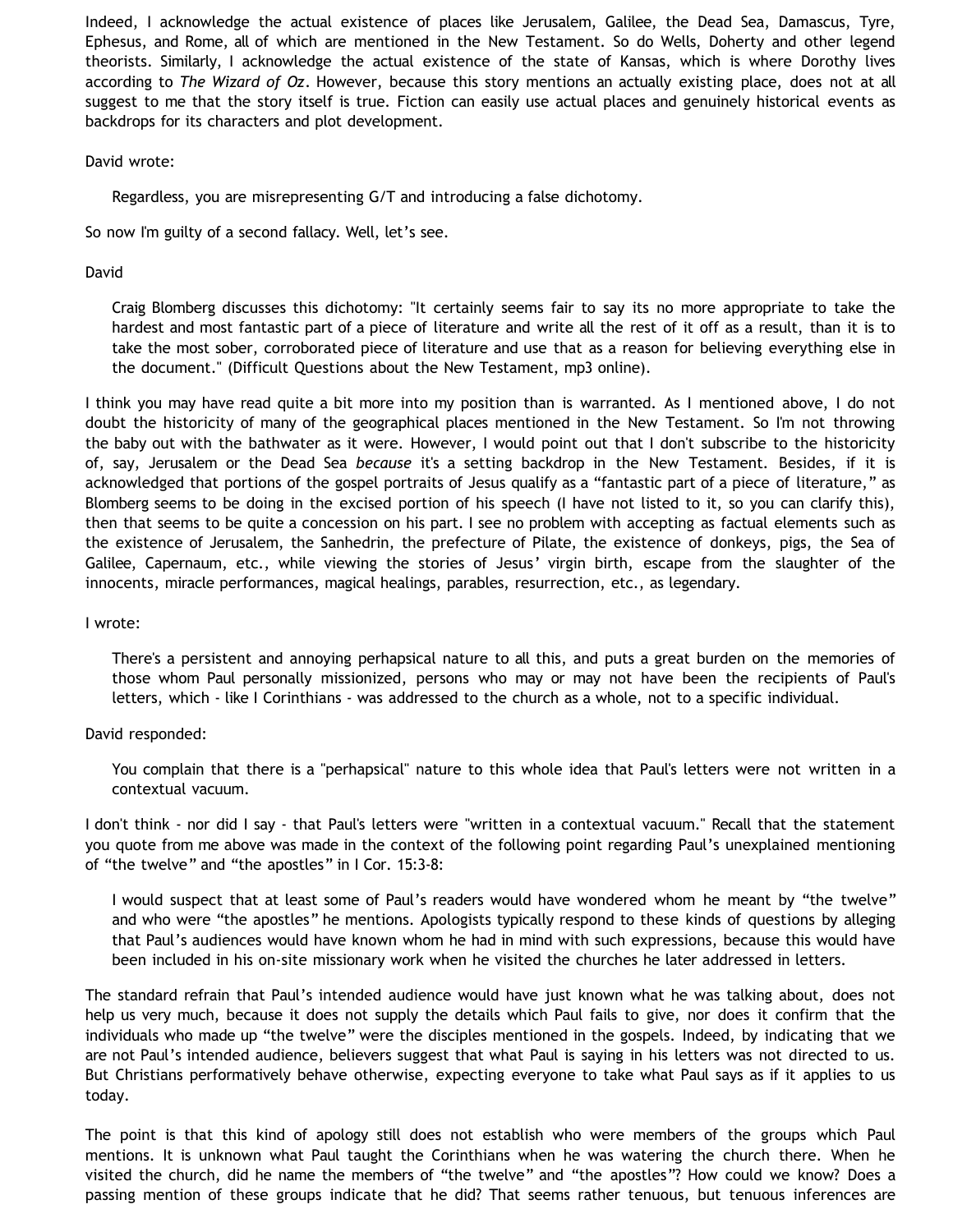Indeed, I acknowledge the actual existence of places like Jerusalem, Galilee, the Dead Sea, Damascus, Tyre, Ephesus, and Rome, all of which are mentioned in the New Testament. So do Wells, Doherty and other legend theorists. Similarly, I acknowledge the actual existence of the state of Kansas, which is where Dorothy lives according to *The Wizard of Oz*. However, because this story mentions an actually existing place, does not at all suggest to me that the story itself is true. Fiction can easily use actual places and genuinely historical events as backdrops for its characters and plot development.

David wrote:

> Regardless, you are misrepresenting G/T and introducing a false dichotomy.

So now I'm guilty of a second fallacy. Well, let's see.

David

> Craig Blomberg discusses this dichotomy: "It certainly seems fair to say its no more appropriate to take the hardest and most fantastic part of a piece of literature and write all the rest of it off as a result, than it is to take the most sober, corroborated piece of literature and use that as a reason for believing everything else in the document." (Difficult Questions about the New Testament, mp3 online).

I think you may have read quite a bit more into my position than is warranted. As I mentioned above, I do not doubt the historicity of many of the geographical places mentioned in the New Testament. So I'm not throwing the baby out with the bathwater as it were. However, I would point out that I don't subscribe to the historicity of, say, Jerusalem or the Dead Sea *because* it's a setting backdrop in the New Testament. Besides, if it is acknowledged that portions of the gospel portraits of Jesus qualify as a "fantastic part of a piece of literature," as Blomberg seems to be doing in the excised portion of his speech (I have not listed to it, so you can clarify this), then that seems to be quite a concession on his part. I see no problem with accepting as factual elements such as the existence of Jerusalem, the Sanhedrin, the prefecture of Pilate, the existence of donkeys, pigs, the Sea of Galilee, Capernaum, etc., while viewing the stories of Jesus' virgin birth, escape from the slaughter of the innocents, miracle performances, magical healings, parables, resurrection, etc., as legendary.

I wrote:

> There's a persistent and annoying perhapsical nature to all this, and puts a great burden on the memories of those whom Paul personally missionized, persons who may or may not have been the recipients of Paul's letters, which - like I Corinthians - was addressed to the church as a whole, not to a specific individual.

David responded:

> You complain that there is a "perhapsical" nature to this whole idea that Paul's letters were not written in a contextual vacuum.

I don't think - nor did I say - that Paul's letters were "written in a contextual vacuum." Recall that the statement you quote from me above was made in the context of the following point regarding Paul's unexplained mentioning of "the twelve" and "the apostles" in I Cor. 15:3-8:

> I would suspect that at least some of Paul's readers would have wondered whom he meant by "the twelve" and who were "the apostles" he mentions. Apologists typically respond to these kinds of questions by alleging that Paul's audiences would have known whom he had in mind with such expressions, because this would have been included in his on-site missionary work when he visited the churches he later addressed in letters.

The standard refrain that Paul's intended audience would have just known what he was talking about, does not help us very much, because it does not supply the details which Paul fails to give, nor does it confirm that the individuals who made up "the twelve" were the disciples mentioned in the gospels. Indeed, by indicating that we are not Paul's intended audience, believers suggest that what Paul is saying in his letters was not directed to us. But Christians performatively behave otherwise, expecting everyone to take what Paul says as if it applies to us today.

The point is that this kind of apology still does not establish who were members of the groups which Paul mentions. It is unknown what Paul taught the Corinthians when he was watering the church there. When he visited the church, did he name the members of "the twelve" and "the apostles"? How could we know? Does a passing mention of these groups indicate that he did? That seems rather tenuous, but tenuous inferences are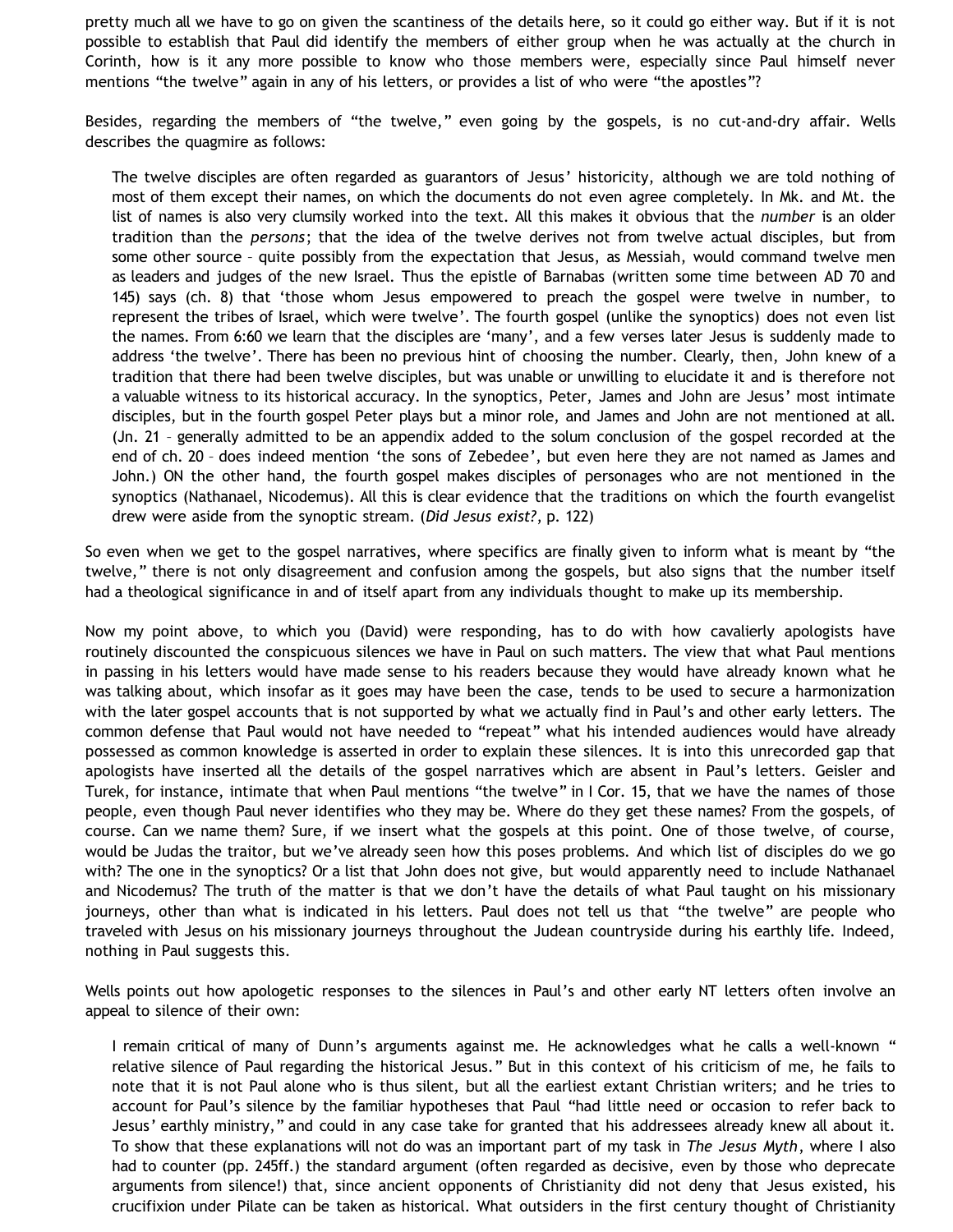pretty much all we have to go on given the scantiness of the details here, so it could go either way. But if it is not possible to establish that Paul did identify the members of either group when he was actually at the church in Corinth, how is it any more possible to know who those members were, especially since Paul himself never mentions "the twelve" again in any of his letters, or provides a list of who were "the apostles"?

Besides, regarding the members of "the twelve," even going by the gospels, is no cut-and-dry affair. Wells describes the quagmire as follows:

> The twelve disciples are often regarded as guarantors of Jesus' historicity, although we are told nothing of most of them except their names, on which the documents do not even agree completely. In Mk. and Mt. the list of names is also very clumsily worked into the text. All this makes it obvious that the *number* is an older tradition than the *persons*; that the idea of the twelve derives not from twelve actual disciples, but from some other source – quite possibly from the expectation that Jesus, as Messiah, would command twelve men as leaders and judges of the new Israel. Thus the epistle of Barnabas (written some time between AD 70 and 145) says (ch. 8) that 'those whom Jesus empowered to preach the gospel were twelve in number, to represent the tribes of Israel, which were twelve'. The fourth gospel (unlike the synoptics) does not even list the names. From 6:60 we learn that the disciples are 'many', and a few verses later Jesus is suddenly made to address 'the twelve'. There has been no previous hint of choosing the number. Clearly, then, John knew of a tradition that there had been twelve disciples, but was unable or unwilling to elucidate it and is therefore not a valuable witness to its historical accuracy. In the synoptics, Peter, James and John are Jesus' most intimate disciples, but in the fourth gospel Peter plays but a minor role, and James and John are not mentioned at all. (Jn. 21 – generally admitted to be an appendix added to the solum conclusion of the gospel recorded at the end of ch. 20 – does indeed mention 'the sons of Zebedee', but even here they are not named as James and John.) ON the other hand, the fourth gospel makes disciples of personages who are not mentioned in the synoptics (Nathanael, Nicodemus). All this is clear evidence that the traditions on which the fourth evangelist drew were aside from the synoptic stream. (*Did Jesus exist?*, p. 122)

So even when we get to the gospel narratives, where specifics are finally given to inform what is meant by "the twelve," there is not only disagreement and confusion among the gospels, but also signs that the number itself had a theological significance in and of itself apart from any individuals thought to make up its membership.

Now my point above, to which you (David) were responding, has to do with how cavalierly apologists have routinely discounted the conspicuous silences we have in Paul on such matters. The view that what Paul mentions in passing in his letters would have made sense to his readers because they would have already known what he was talking about, which insofar as it goes may have been the case, tends to be used to secure a harmonization with the later gospel accounts that is not supported by what we actually find in Paul's and other early letters. The common defense that Paul would not have needed to "repeat" what his intended audiences would have already possessed as common knowledge is asserted in order to explain these silences. It is into this unrecorded gap that apologists have inserted all the details of the gospel narratives which are absent in Paul's letters. Geisler and Turek, for instance, intimate that when Paul mentions "the twelve" in I Cor. 15, that we have the names of those people, even though Paul never identifies who they may be. Where do they get these names? From the gospels, of course. Can we name them? Sure, if we insert what the gospels at this point. One of those twelve, of course, would be Judas the traitor, but we've already seen how this poses problems. And which list of disciples do we go with? The one in the synoptics? Or a list that John does not give, but would apparently need to include Nathanael and Nicodemus? The truth of the matter is that we don't have the details of what Paul taught on his missionary journeys, other than what is indicated in his letters. Paul does not tell us that "the twelve" are people who traveled with Jesus on his missionary journeys throughout the Judean countryside during his earthly life. Indeed, nothing in Paul suggests this.

Wells points out how apologetic responses to the silences in Paul's and other early NT letters often involve an appeal to silence of their own:

> I remain critical of many of Dunn's arguments against me. He acknowledges what he calls a well-known " relative silence of Paul regarding the historical Jesus." But in this context of his criticism of me, he fails to note that it is not Paul alone who is thus silent, but all the earliest extant Christian writers; and he tries to account for Paul's silence by the familiar hypotheses that Paul "had little need or occasion to refer back to Jesus' earthly ministry," and could in any case take for granted that his addressees already knew all about it. To show that these explanations will not do was an important part of my task in *The Jesus Myth*, where I also had to counter (pp. 245ff.) the standard argument (often regarded as decisive, even by those who deprecate arguments from silence!) that, since ancient opponents of Christianity did not deny that Jesus existed, his crucifixion under Pilate can be taken as historical. What outsiders in the first century thought of Christianity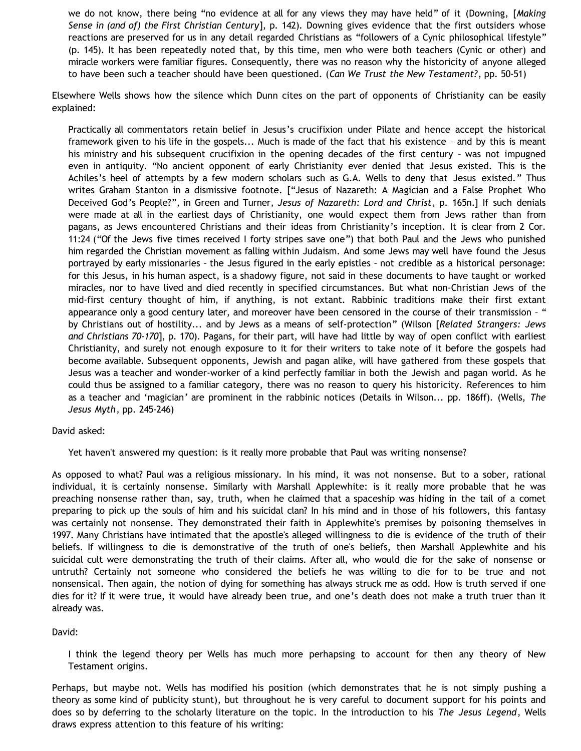> we do not know, there being "no evidence at all for any views they may have held" of it (Downing, [*Making Sense in (and of) the First Christian Century*], p. 142). Downing gives evidence that the first outsiders whose reactions are preserved for us in any detail regarded Christians as "followers of a Cynic philosophical lifestyle" (p. 145). It has been repeatedly noted that, by this time, men who were both teachers (Cynic or other) and miracle workers were familiar figures. Consequently, there was no reason why the historicity of anyone alleged to have been such a teacher should have been questioned. (*Can We Trust the New Testament?*, pp. 50-51)

Elsewhere Wells shows how the silence which Dunn cites on the part of opponents of Christianity can be easily explained:

> Practically all commentators retain belief in Jesus's crucifixion under Pilate and hence accept the historical framework given to his life in the gospels... Much is made of the fact that his existence – and by this is meant his ministry and his subsequent crucifixion in the opening decades of the first century – was not impugned even in antiquity. "No ancient opponent of early Christianity ever denied that Jesus existed. This is the Achiles's heel of attempts by a few modern scholars such as G.A. Wells to deny that Jesus existed." Thus writes Graham Stanton in a dismissive footnote. ["Jesus of Nazareth: A Magician and a False Prophet Who Deceived God's People?", in Green and Turner, *Jesus of Nazareth: Lord and Christ*, p. 165n.] If such denials were made at all in the earliest days of Christianity, one would expect them from Jews rather than from pagans, as Jews encountered Christians and their ideas from Christianity's inception. It is clear from 2 Cor. 11:24 ("Of the Jews five times received I forty stripes save one") that both Paul and the Jews who punished him regarded the Christian movement as falling within Judaism. And some Jews may well have found the Jesus portrayed by early missionaries – the Jesus figured in the early epistles – not credible as a historical personage: for this Jesus, in his human aspect, is a shadowy figure, not said in these documents to have taught or worked miracles, nor to have lived and died recently in specified circumstances. But what non-Christian Jews of the mid-first century thought of him, if anything, is not extant. Rabbinic traditions make their first extant appearance only a good century later, and moreover have been censored in the course of their transmission – " by Christians out of hostility... and by Jews as a means of self-protection" (Wilson [*Related Strangers: Jews and Christians 70-170*], p. 170). Pagans, for their part, will have had little by way of open conflict with earliest Christianity, and surely not enough exposure to it for their writers to take note of it before the gospels had become available. Subsequent opponents, Jewish and pagan alike, will have gathered from these gospels that Jesus was a teacher and wonder-worker of a kind perfectly familiar in both the Jewish and pagan world. As he could thus be assigned to a familiar category, there was no reason to query his historicity. References to him as a teacher and 'magician' are prominent in the rabbinic notices (Details in Wilson... pp. 186ff). (Wells, *The Jesus Myth*, pp. 245-246)

David asked:

> Yet haven't answered my question: is it really more probable that Paul was writing nonsense?

As opposed to what? Paul was a religious missionary. In his mind, it was not nonsense. But to a sober, rational individual, it is certainly nonsense. Similarly with Marshall Applewhite: is it really more probable that he was preaching nonsense rather than, say, truth, when he claimed that a spaceship was hiding in the tail of a comet preparing to pick up the souls of him and his suicidal clan? In his mind and in those of his followers, this fantasy was certainly not nonsense. They demonstrated their faith in Applewhite's premises by poisoning themselves in 1997. Many Christians have intimated that the apostle's alleged willingness to die is evidence of the truth of their beliefs. If willingness to die is demonstrative of the truth of one's beliefs, then Marshall Applewhite and his suicidal cult were demonstrating the truth of their claims. After all, who would die for the sake of nonsense or untruth? Certainly not someone who considered the beliefs he was willing to die for to be true and not nonsensical. Then again, the notion of dying for something has always struck me as odd. How is truth served if one dies for it? If it were true, it would have already been true, and one's death does not make a truth truer than it already was.

David:

> I think the legend theory per Wells has much more perhapsing to account for then any theory of New Testament origins.

Perhaps, but maybe not. Wells has modified his position (which demonstrates that he is not simply pushing a theory as some kind of publicity stunt), but throughout he is very careful to document support for his points and does so by deferring to the scholarly literature on the topic. In the introduction to his *The Jesus Legend*, Wells draws express attention to this feature of his writing: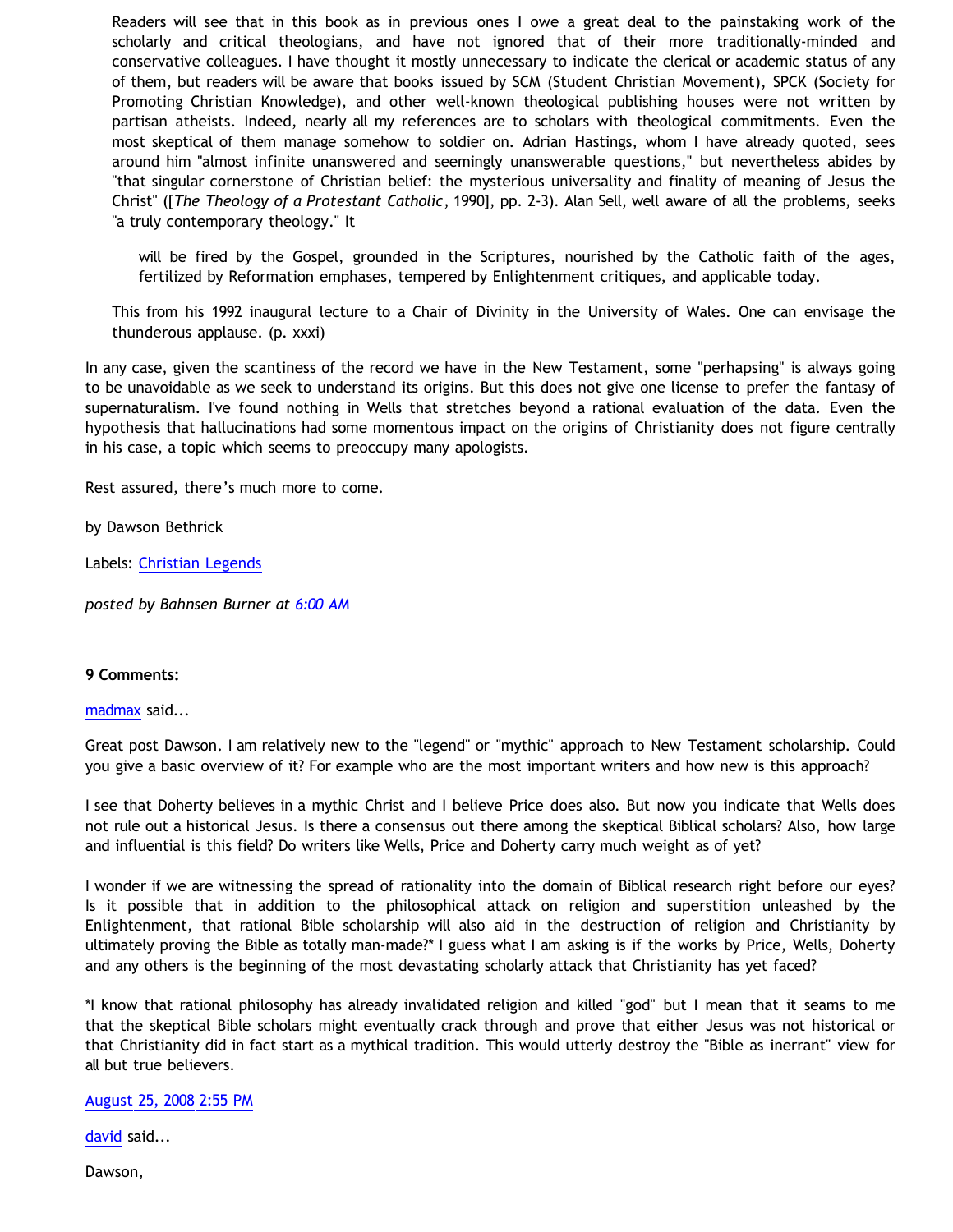> Readers will see that in this book as in previous ones I owe a great deal to the painstaking work of the scholarly and critical theologians, and have not ignored that of their more traditionally-minded and conservative colleagues. I have thought it mostly unnecessary to indicate the clerical or academic status of any of them, but readers will be aware that books issued by SCM (Student Christian Movement), SPCK (Society for Promoting Christian Knowledge), and other well-known theological publishing houses were not written by partisan atheists. Indeed, nearly all my references are to scholars with theological commitments. Even the most skeptical of them manage somehow to soldier on. Adrian Hastings, whom I have already quoted, sees around him "almost infinite unanswered and seemingly unanswerable questions," but nevertheless abides by "that singular cornerstone of Christian belief: the mysterious universality and finality of meaning of Jesus the Christ" ([*The Theology of a Protestant Catholic*, 1990], pp. 2-3). Alan Sell, well aware of all the problems, seeks "a truly contemporary theology." It
>
>> will be fired by the Gospel, grounded in the Scriptures, nourished by the Catholic faith of the ages, fertilized by Reformation emphases, tempered by Enlightenment critiques, and applicable today.
>
> This from his 1992 inaugural lecture to a Chair of Divinity in the University of Wales. One can envisage the thunderous applause. (p. xxxi)

In any case, given the scantiness of the record we have in the New Testament, some "perhapsing" is always going to be unavoidable as we seek to understand its origins. But this does not give one license to prefer the fantasy of supernaturalism. I've found nothing in Wells that stretches beyond a rational evaluation of the data. Even the hypothesis that hallucinations had some momentous impact on the origins of Christianity does not figure centrally in his case, a topic which seems to preoccupy many apologists.

Rest assured, there's much more to come.

by Dawson Bethrick

Labels: Christian Legends

*posted by Bahnsen Burner at 6:00 AM*

**9 Comments:**

madmax said...

Great post Dawson. I am relatively new to the "legend" or "mythic" approach to New Testament scholarship. Could you give a basic overview of it? For example who are the most important writers and how new is this approach?

I see that Doherty believes in a mythic Christ and I believe Price does also. But now you indicate that Wells does not rule out a historical Jesus. Is there a consensus out there among the skeptical Biblical scholars? Also, how large and influential is this field? Do writers like Wells, Price and Doherty carry much weight as of yet?

I wonder if we are witnessing the spread of rationality into the domain of Biblical research right before our eyes? Is it possible that in addition to the philosophical attack on religion and superstition unleashed by the Enlightenment, that rational Bible scholarship will also aid in the destruction of religion and Christianity by ultimately proving the Bible as totally man-made?* I guess what I am asking is if the works by Price, Wells, Doherty and any others is the beginning of the most devastating scholarly attack that Christianity has yet faced?

*I know that rational philosophy has already invalidated religion and killed "god" but I mean that it seams to me that the skeptical Bible scholars might eventually crack through and prove that either Jesus was not historical or that Christianity did in fact start as a mythical tradition. This would utterly destroy the "Bible as inerrant" view for all but true believers.

August 25, 2008 2:55 PM

david said...

Dawson,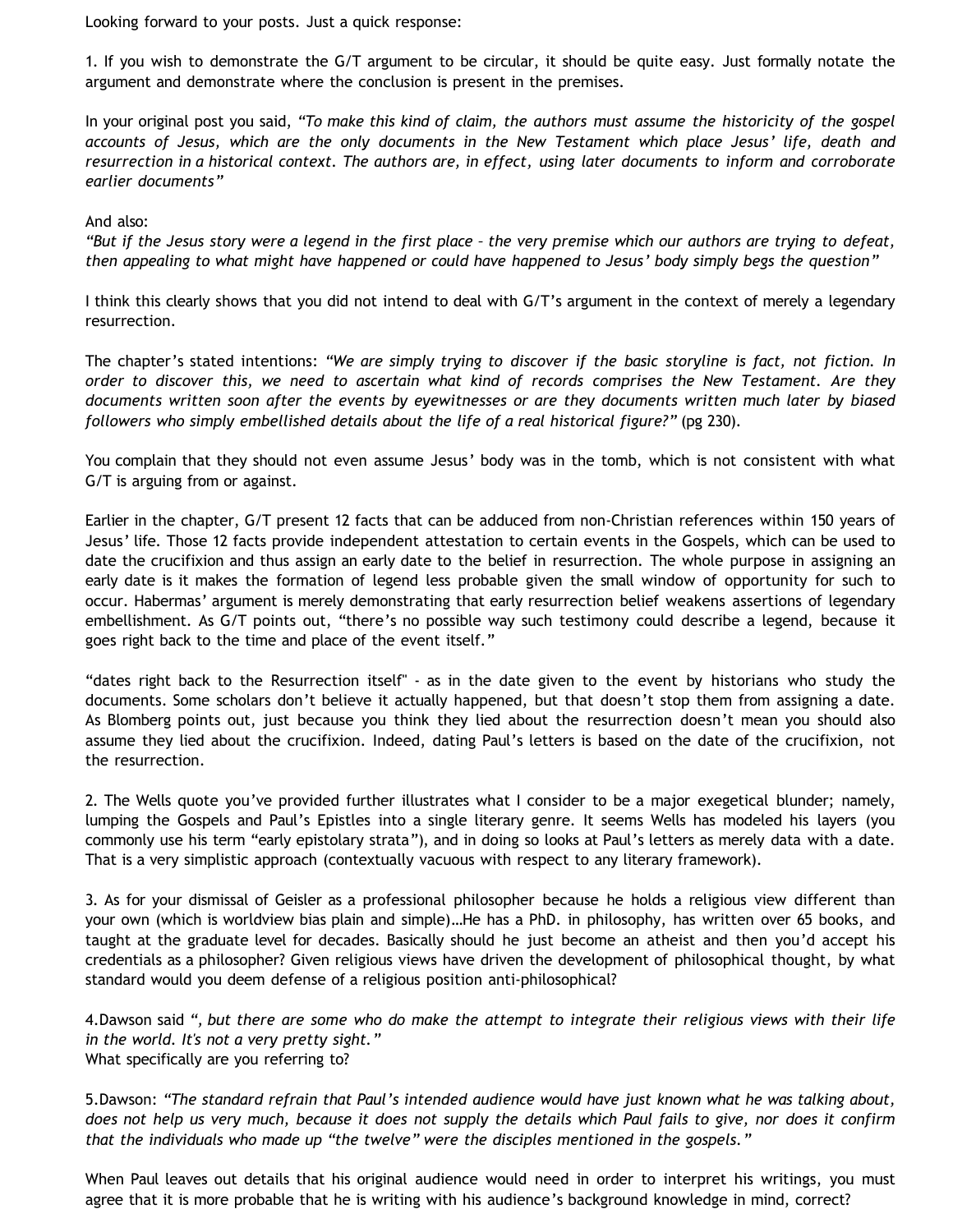Looking forward to your posts. Just a quick response:

1. If you wish to demonstrate the G/T argument to be circular, it should be quite easy. Just formally notate the argument and demonstrate where the conclusion is present in the premises.

In your original post you said, *"To make this kind of claim, the authors must assume the historicity of the gospel accounts of Jesus, which are the only documents in the New Testament which place Jesus' life, death and resurrection in a historical context. The authors are, in effect, using later documents to inform and corroborate earlier documents"*

And also:
*"But if the Jesus story were a legend in the first place – the very premise which our authors are trying to defeat, then appealing to what might have happened or could have happened to Jesus' body simply begs the question"*

I think this clearly shows that you did not intend to deal with G/T's argument in the context of merely a legendary resurrection.

The chapter's stated intentions: *"We are simply trying to discover if the basic storyline is fact, not fiction. In order to discover this, we need to ascertain what kind of records comprises the New Testament. Are they documents written soon after the events by eyewitnesses or are they documents written much later by biased followers who simply embellished details about the life of a real historical figure?"* (pg 230).

You complain that they should not even assume Jesus' body was in the tomb, which is not consistent with what G/T is arguing from or against.

Earlier in the chapter, G/T present 12 facts that can be adduced from non-Christian references within 150 years of Jesus' life. Those 12 facts provide independent attestation to certain events in the Gospels, which can be used to date the crucifixion and thus assign an early date to the belief in resurrection. The whole purpose in assigning an early date is it makes the formation of legend less probable given the small window of opportunity for such to occur. Habermas' argument is merely demonstrating that early resurrection belief weakens assertions of legendary embellishment. As G/T points out, "there's no possible way such testimony could describe a legend, because it goes right back to the time and place of the event itself."

"dates right back to the Resurrection itself" - as in the date given to the event by historians who study the documents. Some scholars don't believe it actually happened, but that doesn't stop them from assigning a date. As Blomberg points out, just because you think they lied about the resurrection doesn't mean you should also assume they lied about the crucifixion. Indeed, dating Paul's letters is based on the date of the crucifixion, not the resurrection.

2. The Wells quote you've provided further illustrates what I consider to be a major exegetical blunder; namely, lumping the Gospels and Paul's Epistles into a single literary genre. It seems Wells has modeled his layers (you commonly use his term "early epistolary strata"), and in doing so looks at Paul's letters as merely data with a date. That is a very simplistic approach (contextually vacuous with respect to any literary framework).

3. As for your dismissal of Geisler as a professional philosopher because he holds a religious view different than your own (which is worldview bias plain and simple)…He has a PhD. in philosophy, has written over 65 books, and taught at the graduate level for decades. Basically should he just become an atheist and then you'd accept his credentials as a philosopher? Given religious views have driven the development of philosophical thought, by what standard would you deem defense of a religious position anti-philosophical?

4.Dawson said *", but there are some who do make the attempt to integrate their religious views with their life in the world. It's not a very pretty sight."*
What specifically are you referring to?

5.Dawson: *"The standard refrain that Paul's intended audience would have just known what he was talking about, does not help us very much, because it does not supply the details which Paul fails to give, nor does it confirm that the individuals who made up "the twelve" were the disciples mentioned in the gospels."*

When Paul leaves out details that his original audience would need in order to interpret his writings, you must agree that it is more probable that he is writing with his audience's background knowledge in mind, correct?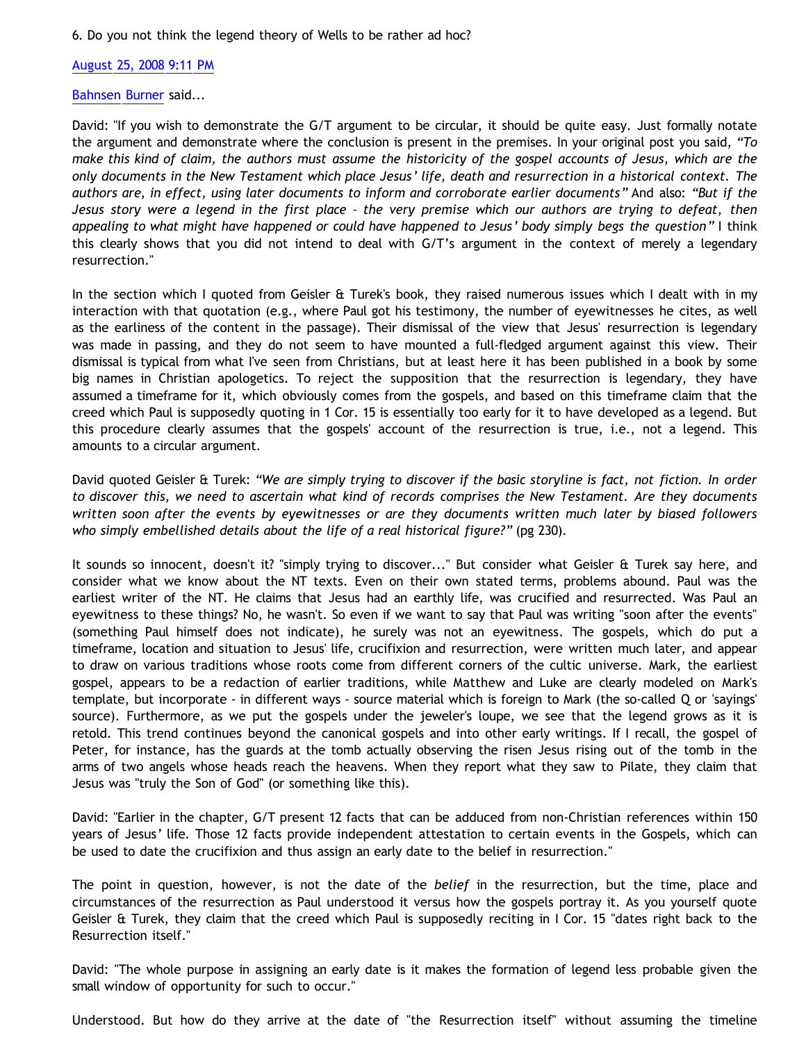6. Do you not think the legend theory of Wells to be rather ad hoc?

August 25, 2008 9:11 PM

Bahnsen Burner said...

David: "If you wish to demonstrate the G/T argument to be circular, it should be quite easy. Just formally notate the argument and demonstrate where the conclusion is present in the premises. In your original post you said, *"To make this kind of claim, the authors must assume the historicity of the gospel accounts of Jesus, which are the only documents in the New Testament which place Jesus' life, death and resurrection in a historical context. The authors are, in effect, using later documents to inform and corroborate earlier documents"* And also: *"But if the Jesus story were a legend in the first place – the very premise which our authors are trying to defeat, then appealing to what might have happened or could have happened to Jesus' body simply begs the question"* I think this clearly shows that you did not intend to deal with G/T's argument in the context of merely a legendary resurrection."

In the section which I quoted from Geisler & Turek's book, they raised numerous issues which I dealt with in my interaction with that quotation (e.g., where Paul got his testimony, the number of eyewitnesses he cites, as well as the earliness of the content in the passage). Their dismissal of the view that Jesus' resurrection is legendary was made in passing, and they do not seem to have mounted a full-fledged argument against this view. Their dismissal is typical from what I've seen from Christians, but at least here it has been published in a book by some big names in Christian apologetics. To reject the supposition that the resurrection is legendary, they have assumed a timeframe for it, which obviously comes from the gospels, and based on this timeframe claim that the creed which Paul is supposedly quoting in 1 Cor. 15 is essentially too early for it to have developed as a legend. But this procedure clearly assumes that the gospels' account of the resurrection is true, i.e., not a legend. This amounts to a circular argument.

David quoted Geisler & Turek: *"We are simply trying to discover if the basic storyline is fact, not fiction. In order to discover this, we need to ascertain what kind of records comprises the New Testament. Are they documents written soon after the events by eyewitnesses or are they documents written much later by biased followers who simply embellished details about the life of a real historical figure?"* (pg 230).

It sounds so innocent, doesn't it? "simply trying to discover..." But consider what Geisler & Turek say here, and consider what we know about the NT texts. Even on their own stated terms, problems abound. Paul was the earliest writer of the NT. He claims that Jesus had an earthly life, was crucified and resurrected. Was Paul an eyewitness to these things? No, he wasn't. So even if we want to say that Paul was writing "soon after the events" (something Paul himself does not indicate), he surely was not an eyewitness. The gospels, which do put a timeframe, location and situation to Jesus' life, crucifixion and resurrection, were written much later, and appear to draw on various traditions whose roots come from different corners of the cultic universe. Mark, the earliest gospel, appears to be a redaction of earlier traditions, while Matthew and Luke are clearly modeled on Mark's template, but incorporate - in different ways - source material which is foreign to Mark (the so-called Q or 'sayings' source). Furthermore, as we put the gospels under the jeweler's loupe, we see that the legend grows as it is retold. This trend continues beyond the canonical gospels and into other early writings. If I recall, the gospel of Peter, for instance, has the guards at the tomb actually observing the risen Jesus rising out of the tomb in the arms of two angels whose heads reach the heavens. When they report what they saw to Pilate, they claim that Jesus was "truly the Son of God" (or something like this).

David: "Earlier in the chapter, G/T present 12 facts that can be adduced from non-Christian references within 150 years of Jesus' life. Those 12 facts provide independent attestation to certain events in the Gospels, which can be used to date the crucifixion and thus assign an early date to the belief in resurrection."

The point in question, however, is not the date of the *belief* in the resurrection, but the time, place and circumstances of the resurrection as Paul understood it versus how the gospels portray it. As you yourself quote Geisler & Turek, they claim that the creed which Paul is supposedly reciting in I Cor. 15 "dates right back to the Resurrection itself."

David: "The whole purpose in assigning an early date is it makes the formation of legend less probable given the small window of opportunity for such to occur."

Understood. But how do they arrive at the date of "the Resurrection itself" without assuming the timeline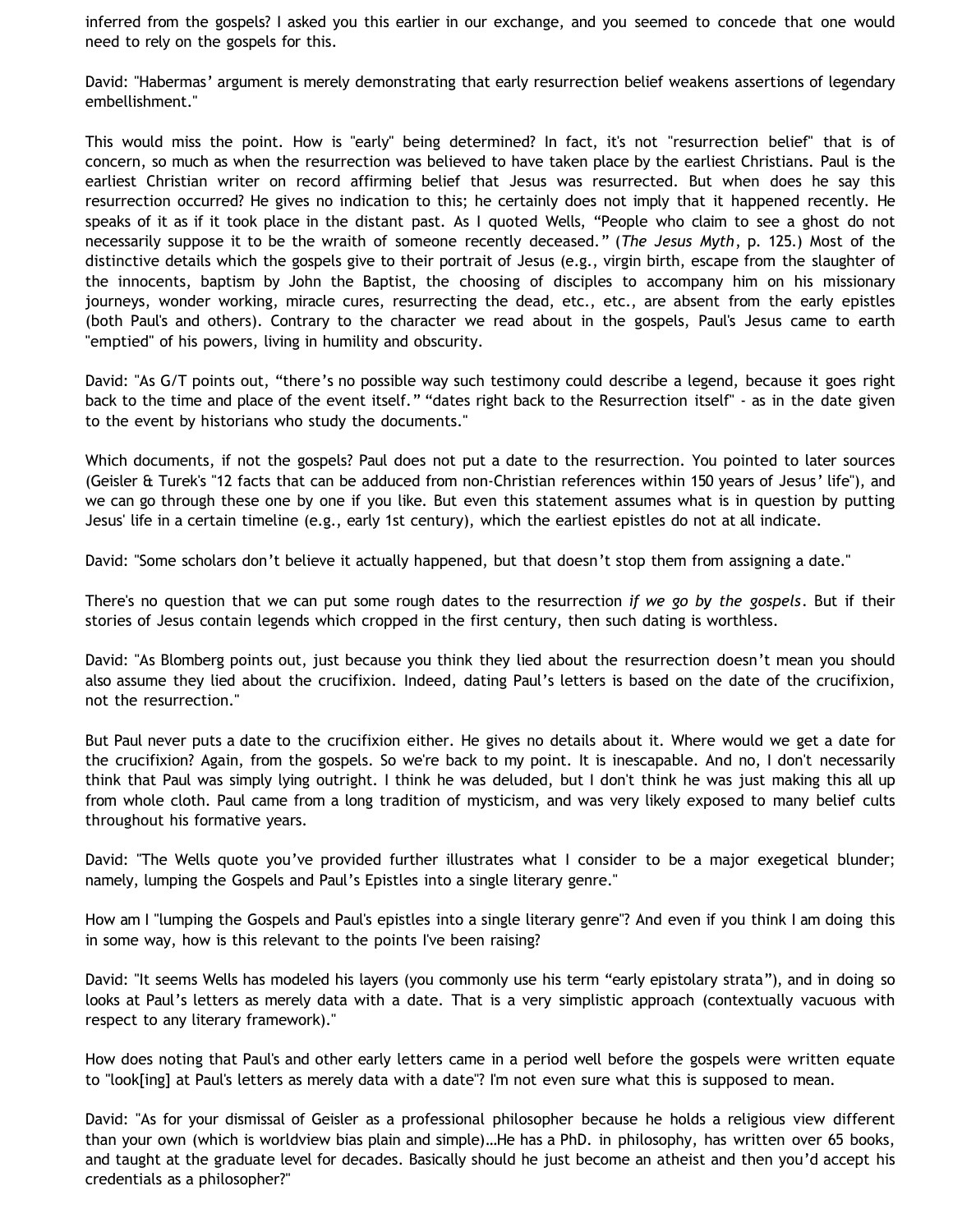inferred from the gospels? I asked you this earlier in our exchange, and you seemed to concede that one would need to rely on the gospels for this.

David: "Habermas' argument is merely demonstrating that early resurrection belief weakens assertions of legendary embellishment."

This would miss the point. How is "early" being determined? In fact, it's not "resurrection belief" that is of concern, so much as when the resurrection was believed to have taken place by the earliest Christians. Paul is the earliest Christian writer on record affirming belief that Jesus was resurrected. But when does he say this resurrection occurred? He gives no indication to this; he certainly does not imply that it happened recently. He speaks of it as if it took place in the distant past. As I quoted Wells, "People who claim to see a ghost do not necessarily suppose it to be the wraith of someone recently deceased." (*The Jesus Myth*, p. 125.) Most of the distinctive details which the gospels give to their portrait of Jesus (e.g., virgin birth, escape from the slaughter of the innocents, baptism by John the Baptist, the choosing of disciples to accompany him on his missionary journeys, wonder working, miracle cures, resurrecting the dead, etc., etc., are absent from the early epistles (both Paul's and others). Contrary to the character we read about in the gospels, Paul's Jesus came to earth "emptied" of his powers, living in humility and obscurity.

David: "As G/T points out, "there's no possible way such testimony could describe a legend, because it goes right back to the time and place of the event itself." "dates right back to the Resurrection itself" - as in the date given to the event by historians who study the documents."

Which documents, if not the gospels? Paul does not put a date to the resurrection. You pointed to later sources (Geisler & Turek's "12 facts that can be adduced from non-Christian references within 150 years of Jesus' life"), and we can go through these one by one if you like. But even this statement assumes what is in question by putting Jesus' life in a certain timeline (e.g., early 1st century), which the earliest epistles do not at all indicate.

David: "Some scholars don't believe it actually happened, but that doesn't stop them from assigning a date."

There's no question that we can put some rough dates to the resurrection *if we go by the gospels*. But if their stories of Jesus contain legends which cropped in the first century, then such dating is worthless.

David: "As Blomberg points out, just because you think they lied about the resurrection doesn't mean you should also assume they lied about the crucifixion. Indeed, dating Paul's letters is based on the date of the crucifixion, not the resurrection."

But Paul never puts a date to the crucifixion either. He gives no details about it. Where would we get a date for the crucifixion? Again, from the gospels. So we're back to my point. It is inescapable. And no, I don't necessarily think that Paul was simply lying outright. I think he was deluded, but I don't think he was just making this all up from whole cloth. Paul came from a long tradition of mysticism, and was very likely exposed to many belief cults throughout his formative years.

David: "The Wells quote you've provided further illustrates what I consider to be a major exegetical blunder; namely, lumping the Gospels and Paul's Epistles into a single literary genre."

How am I "lumping the Gospels and Paul's epistles into a single literary genre"? And even if you think I am doing this in some way, how is this relevant to the points I've been raising?

David: "It seems Wells has modeled his layers (you commonly use his term "early epistolary strata"), and in doing so looks at Paul's letters as merely data with a date. That is a very simplistic approach (contextually vacuous with respect to any literary framework)."

How does noting that Paul's and other early letters came in a period well before the gospels were written equate to "look[ing] at Paul's letters as merely data with a date"? I'm not even sure what this is supposed to mean.

David: "As for your dismissal of Geisler as a professional philosopher because he holds a religious view different than your own (which is worldview bias plain and simple)…He has a PhD. in philosophy, has written over 65 books, and taught at the graduate level for decades. Basically should he just become an atheist and then you'd accept his credentials as a philosopher?"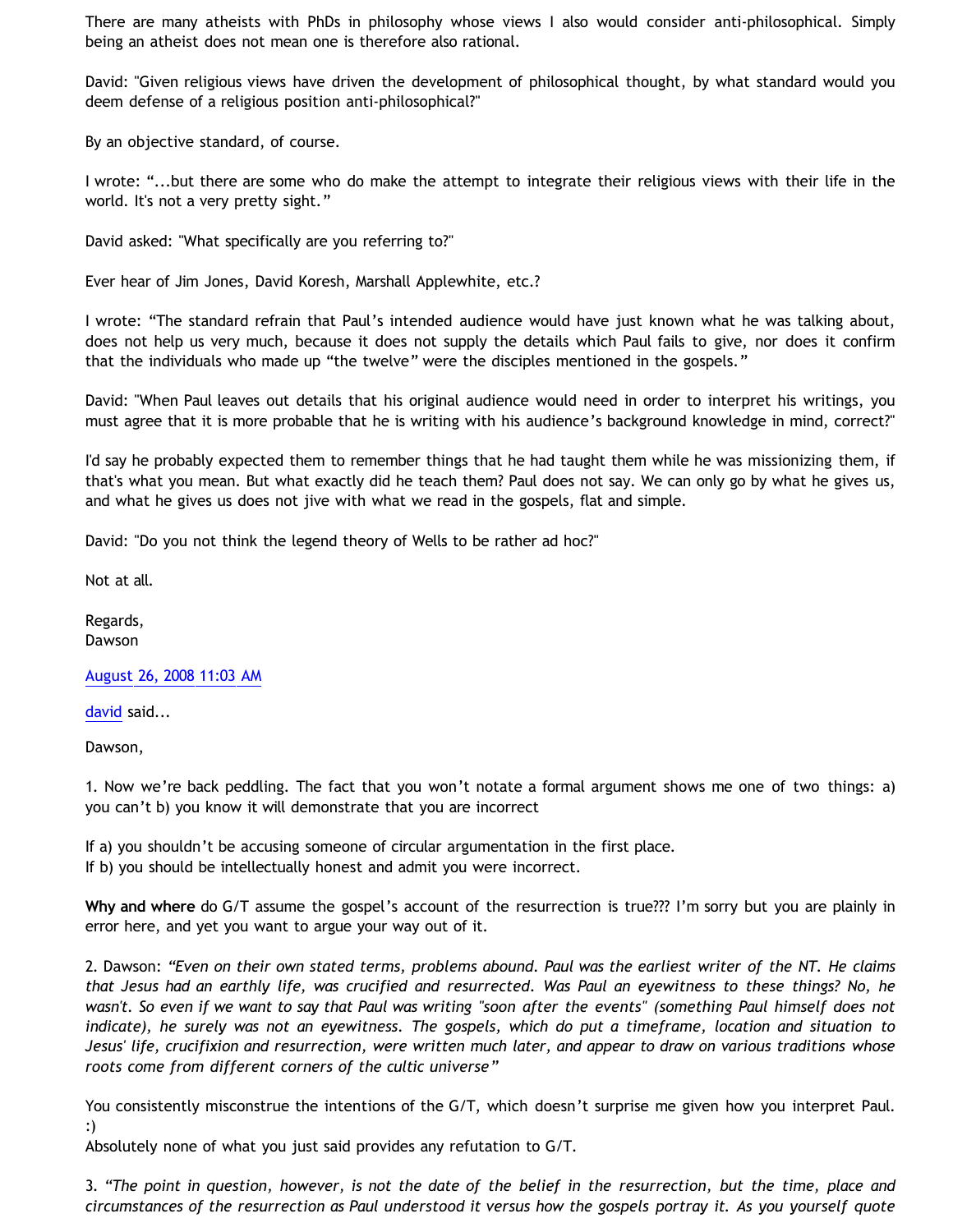There are many atheists with PhDs in philosophy whose views I also would consider anti-philosophical. Simply being an atheist does not mean one is therefore also rational.

David: "Given religious views have driven the development of philosophical thought, by what standard would you deem defense of a religious position anti-philosophical?"

By an objective standard, of course.

I wrote: "...but there are some who do make the attempt to integrate their religious views with their life in the world. It's not a very pretty sight."

David asked: "What specifically are you referring to?"

Ever hear of Jim Jones, David Koresh, Marshall Applewhite, etc.?

I wrote: "The standard refrain that Paul's intended audience would have just known what he was talking about, does not help us very much, because it does not supply the details which Paul fails to give, nor does it confirm that the individuals who made up "the twelve" were the disciples mentioned in the gospels."

David: "When Paul leaves out details that his original audience would need in order to interpret his writings, you must agree that it is more probable that he is writing with his audience's background knowledge in mind, correct?"

I'd say he probably expected them to remember things that he had taught them while he was missionizing them, if that's what you mean. But what exactly did he teach them? Paul does not say. We can only go by what he gives us, and what he gives us does not jive with what we read in the gospels, flat and simple.

David: "Do you not think the legend theory of Wells to be rather ad hoc?"

Not at all.

Regards,
Dawson

August 26, 2008 11:03 AM

david said...

Dawson,

1. Now we're back peddling. The fact that you won't notate a formal argument shows me one of two things: a) you can't b) you know it will demonstrate that you are incorrect

If a) you shouldn't be accusing someone of circular argumentation in the first place.
If b) you should be intellectually honest and admit you were incorrect.

**Why and where** do G/T assume the gospel's account of the resurrection is true??? I'm sorry but you are plainly in error here, and yet you want to argue your way out of it.

2. Dawson: *"Even on their own stated terms, problems abound. Paul was the earliest writer of the NT. He claims that Jesus had an earthly life, was crucified and resurrected. Was Paul an eyewitness to these things? No, he wasn't. So even if we want to say that Paul was writing "soon after the events" (something Paul himself does not indicate), he surely was not an eyewitness. The gospels, which do put a timeframe, location and situation to Jesus' life, crucifixion and resurrection, were written much later, and appear to draw on various traditions whose roots come from different corners of the cultic universe"*

You consistently misconstrue the intentions of the G/T, which doesn't surprise me given how you interpret Paul. :)
Absolutely none of what you just said provides any refutation to G/T.

3. *"The point in question, however, is not the date of the belief in the resurrection, but the time, place and circumstances of the resurrection as Paul understood it versus how the gospels portray it. As you yourself quote*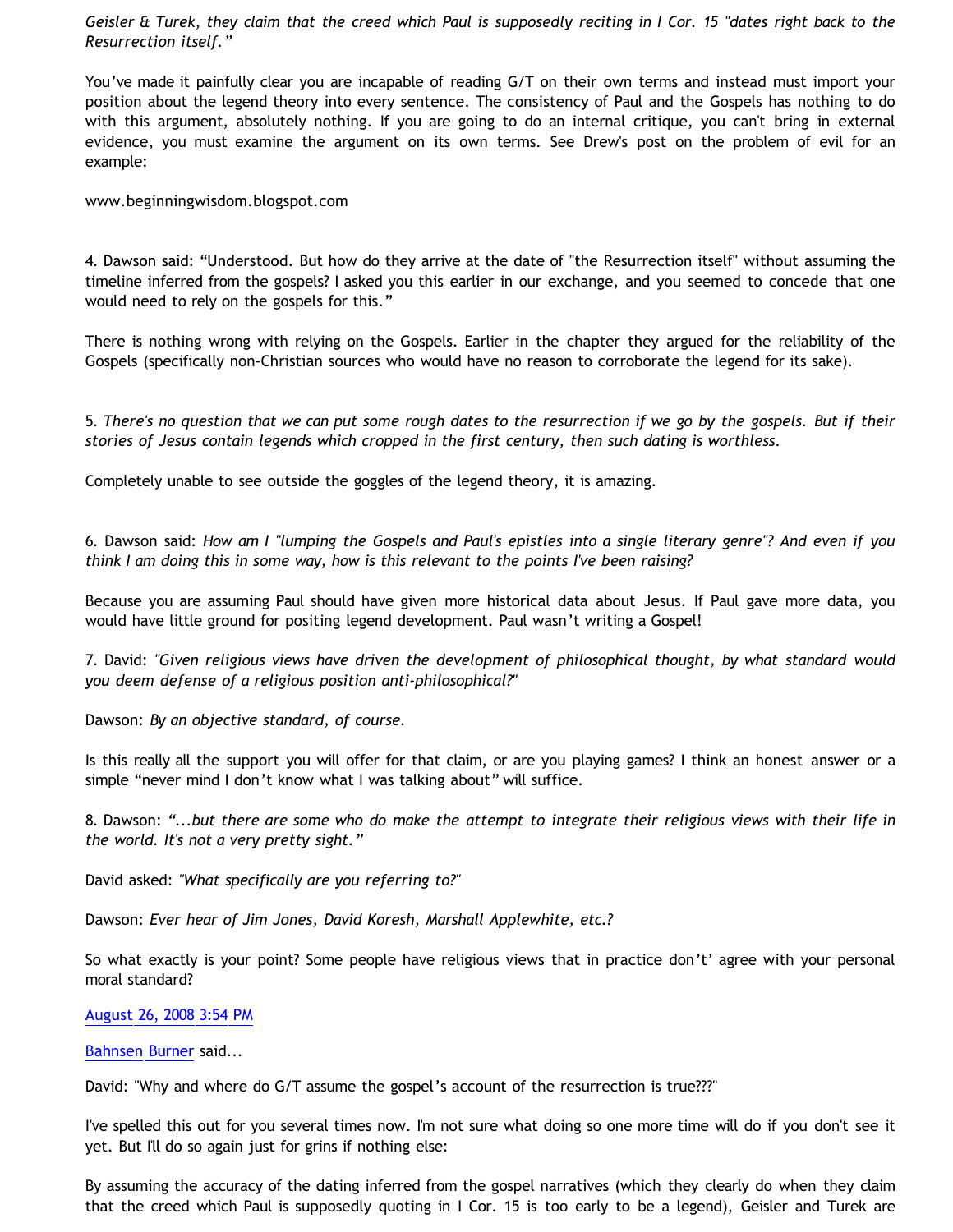*Geisler & Turek, they claim that the creed which Paul is supposedly reciting in I Cor. 15 "dates right back to the Resurrection itself."*

You've made it painfully clear you are incapable of reading G/T on their own terms and instead must import your position about the legend theory into every sentence. The consistency of Paul and the Gospels has nothing to do with this argument, absolutely nothing. If you are going to do an internal critique, you can't bring in external evidence, you must examine the argument on its own terms. See Drew's post on the problem of evil for an example:

www.beginningwisdom.blogspot.com

4. Dawson said: "Understood. But how do they arrive at the date of "the Resurrection itself" without assuming the timeline inferred from the gospels? I asked you this earlier in our exchange, and you seemed to concede that one would need to rely on the gospels for this."

There is nothing wrong with relying on the Gospels. Earlier in the chapter they argued for the reliability of the Gospels (specifically non-Christian sources who would have no reason to corroborate the legend for its sake).

5. *There's no question that we can put some rough dates to the resurrection if we go by the gospels. But if their stories of Jesus contain legends which cropped in the first century, then such dating is worthless.*

Completely unable to see outside the goggles of the legend theory, it is amazing.

6. Dawson said: *How am I "lumping the Gospels and Paul's epistles into a single literary genre"? And even if you think I am doing this in some way, how is this relevant to the points I've been raising?*

Because you are assuming Paul should have given more historical data about Jesus. If Paul gave more data, you would have little ground for positing legend development. Paul wasn't writing a Gospel!

7. David: *"Given religious views have driven the development of philosophical thought, by what standard would you deem defense of a religious position anti-philosophical?"*

Dawson: *By an objective standard, of course.*

Is this really all the support you will offer for that claim, or are you playing games? I think an honest answer or a simple "never mind I don't know what I was talking about" will suffice.

8. Dawson: *"...but there are some who do make the attempt to integrate their religious views with their life in the world. It's not a very pretty sight."*

David asked: *"What specifically are you referring to?"*

Dawson: *Ever hear of Jim Jones, David Koresh, Marshall Applewhite, etc.?*

So what exactly is your point? Some people have religious views that in practice don't' agree with your personal moral standard?

August 26, 2008 3:54 PM

Bahnsen Burner said...

David: "Why and where do G/T assume the gospel's account of the resurrection is true???"

I've spelled this out for you several times now. I'm not sure what doing so one more time will do if you don't see it yet. But I'll do so again just for grins if nothing else:

By assuming the accuracy of the dating inferred from the gospel narratives (which they clearly do when they claim that the creed which Paul is supposedly quoting in I Cor. 15 is too early to be a legend), Geisler and Turek are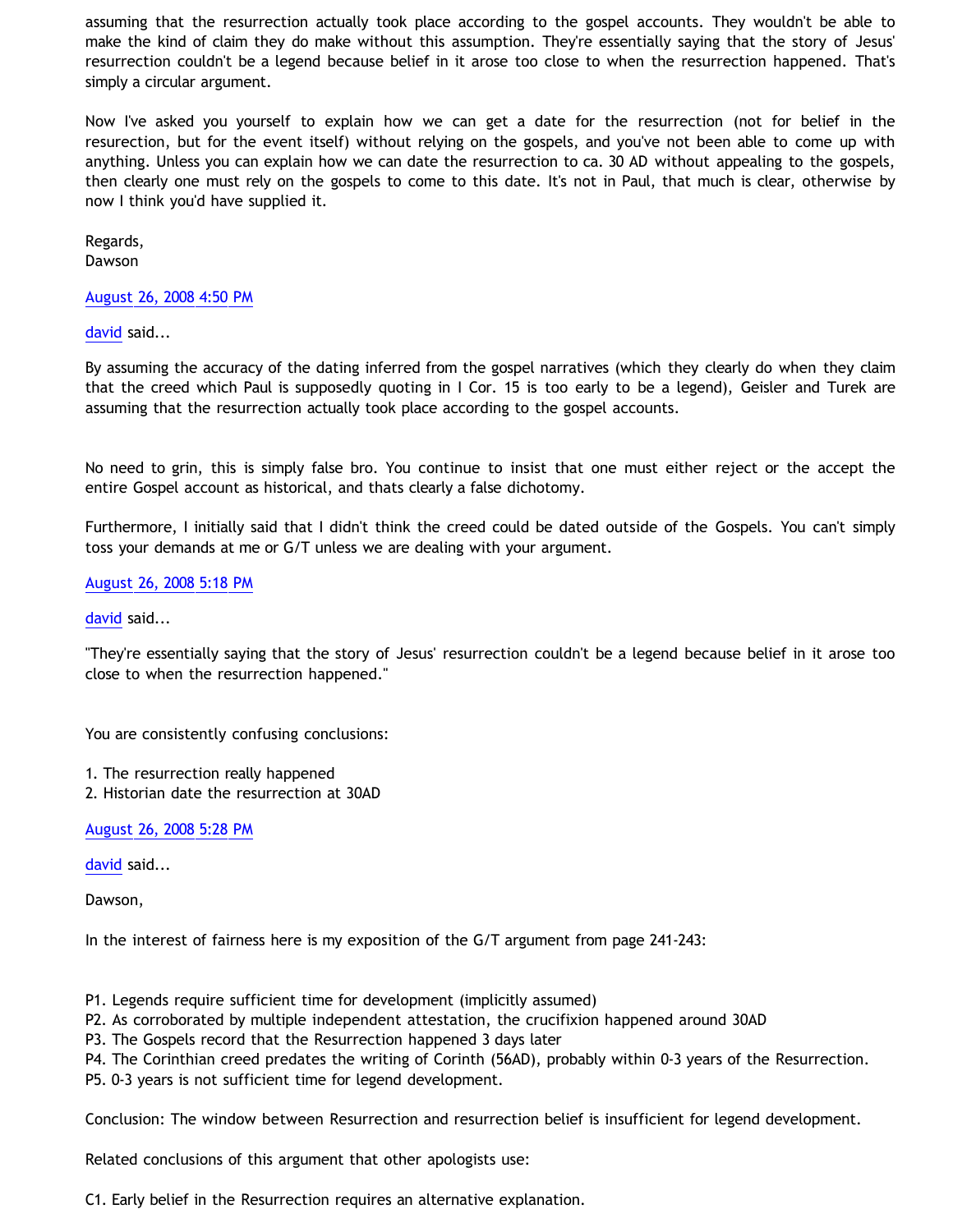assuming that the resurrection actually took place according to the gospel accounts. They wouldn't be able to make the kind of claim they do make without this assumption. They're essentially saying that the story of Jesus' resurrection couldn't be a legend because belief in it arose too close to when the resurrection happened. That's simply a circular argument.

Now I've asked you yourself to explain how we can get a date for the resurrection (not for belief in the resurrection, but for the event itself) without relying on the gospels, and you've not been able to come up with anything. Unless you can explain how we can date the resurrection to ca. 30 AD without appealing to the gospels, then clearly one must rely on the gospels to come to this date. It's not in Paul, that much is clear, otherwise by now I think you'd have supplied it.

Regards,
Dawson

August 26, 2008 4:50 PM

david said...

By assuming the accuracy of the dating inferred from the gospel narratives (which they clearly do when they claim that the creed which Paul is supposedly quoting in I Cor. 15 is too early to be a legend), Geisler and Turek are assuming that the resurrection actually took place according to the gospel accounts.

No need to grin, this is simply false bro. You continue to insist that one must either reject or the accept the entire Gospel account as historical, and thats clearly a false dichotomy.

Furthermore, I initially said that I didn't think the creed could be dated outside of the Gospels. You can't simply toss your demands at me or G/T unless we are dealing with your argument.

August 26, 2008 5:18 PM

david said...

"They're essentially saying that the story of Jesus' resurrection couldn't be a legend because belief in it arose too close to when the resurrection happened."

You are consistently confusing conclusions:

1. The resurrection really happened
2. Historian date the resurrection at 30AD

August 26, 2008 5:28 PM

david said...

Dawson,

In the interest of fairness here is my exposition of the G/T argument from page 241-243:

P1. Legends require sufficient time for development (implicitly assumed)
P2. As corroborated by multiple independent attestation, the crucifixion happened around 30AD
P3. The Gospels record that the Resurrection happened 3 days later
P4. The Corinthian creed predates the writing of Corinth (56AD), probably within 0-3 years of the Resurrection.
P5. 0-3 years is not sufficient time for legend development.

Conclusion: The window between Resurrection and resurrection belief is insufficient for legend development.

Related conclusions of this argument that other apologists use:

C1. Early belief in the Resurrection requires an alternative explanation.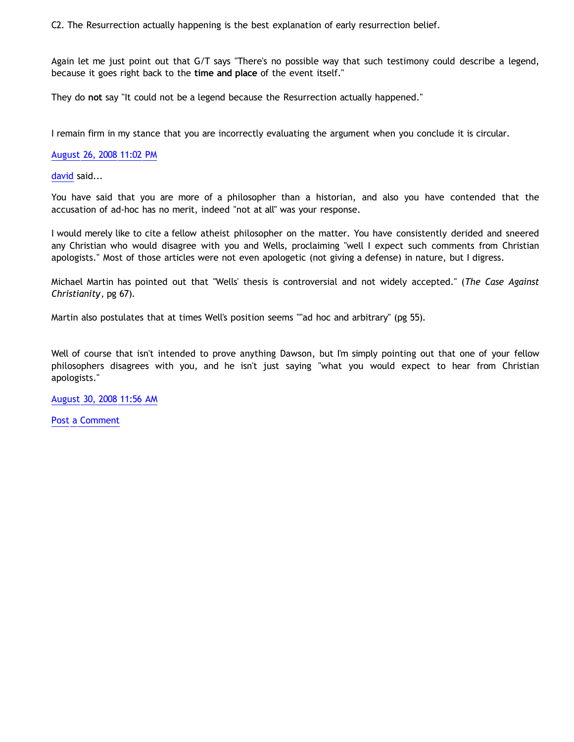C2. The Resurrection actually happening is the best explanation of early resurrection belief.

Again let me just point out that G/T says "There's no possible way that such testimony could describe a legend, because it goes right back to the **time and place** of the event itself."

They do **not** say "It could not be a legend because the Resurrection actually happened."

I remain firm in my stance that you are incorrectly evaluating the argument when you conclude it is circular.

August 26, 2008 11:02 PM

david said...

You have said that you are more of a philosopher than a historian, and also you have contended that the accusation of ad-hoc has no merit, indeed "not at all" was your response.

I would merely like to cite a fellow atheist philosopher on the matter. You have consistently derided and sneered any Christian who would disagree with you and Wells, proclaiming "well I expect such comments from Christian apologists." Most of those articles were not even apologetic (not giving a defense) in nature, but I digress.

Michael Martin has pointed out that "Wells' thesis is controversial and not widely accepted." (*The Case Against Christianity*, pg 67).

Martin also postulates that at times Well's position seems ""ad hoc and arbitrary" (pg 55).

Well of course that isn't intended to prove anything Dawson, but I'm simply pointing out that one of your fellow philosophers disagrees with you, and he isn't just saying "what you would expect to hear from Christian apologists."

August 30, 2008 11:56 AM

Post a Comment